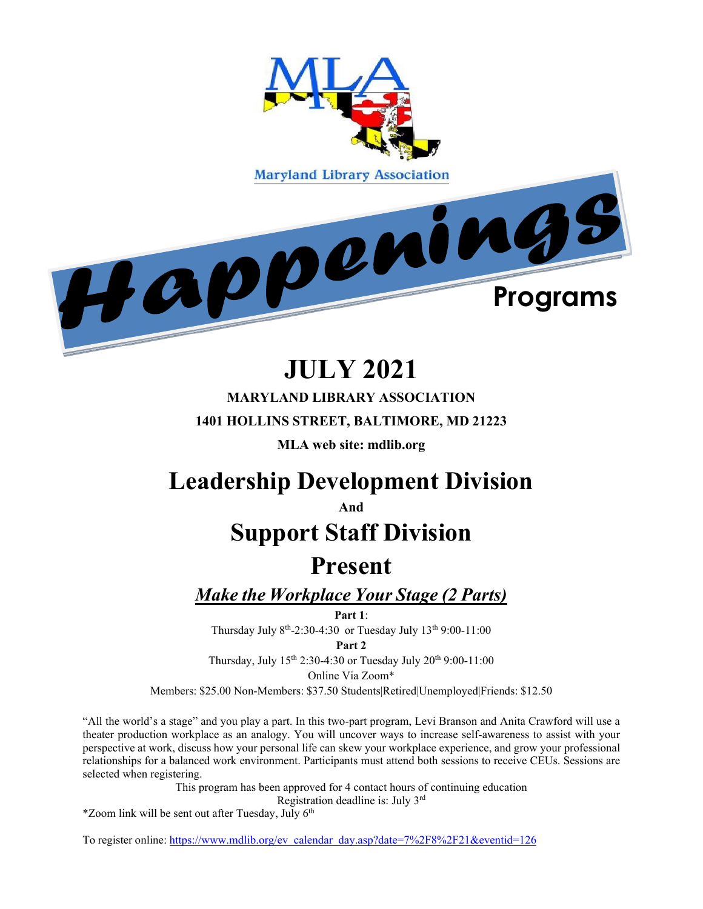MLA

Maryland Library Association

# Happenings

Programs

# JULY 2021

**MARYLAND LIBRARY ASSOCIATION**

**1401 HOLLINS STREET, BALTIMORE, MD 21223**

**MLA web site: mdlib.org**

## Leadership Development Division

**And**

## Support Staff Division

## Present

### ***Make the Workplace Your Stage (2 Parts)***

**Part 1**:

Thursday July 8th-2:30-4:30 or Tuesday July 13th 9:00-11:00

**Part 2**

Thursday, July 15th 2:30-4:30 or Tuesday July 20th 9:00-11:00

Online Via Zoom*

Members: $25.00 Non-Members: $37.50 Students|Retired|Unemployed|Friends: $12.50

"All the world's a stage" and you play a part. In this two-part program, Levi Branson and Anita Crawford will use a theater production workplace as an analogy. You will uncover ways to increase self-awareness to assist with your perspective at work, discuss how your personal life can skew your workplace experience, and grow your professional relationships for a balanced work environment. Participants must attend both sessions to receive CEUs. Sessions are selected when registering.

This program has been approved for 4 contact hours of continuing education

Registration deadline is: July 3rd

*Zoom link will be sent out after Tuesday, July 6th

To register online: https://www.mdlib.org/ev_calendar_day.asp?date=7%2F8%2F21&eventid=126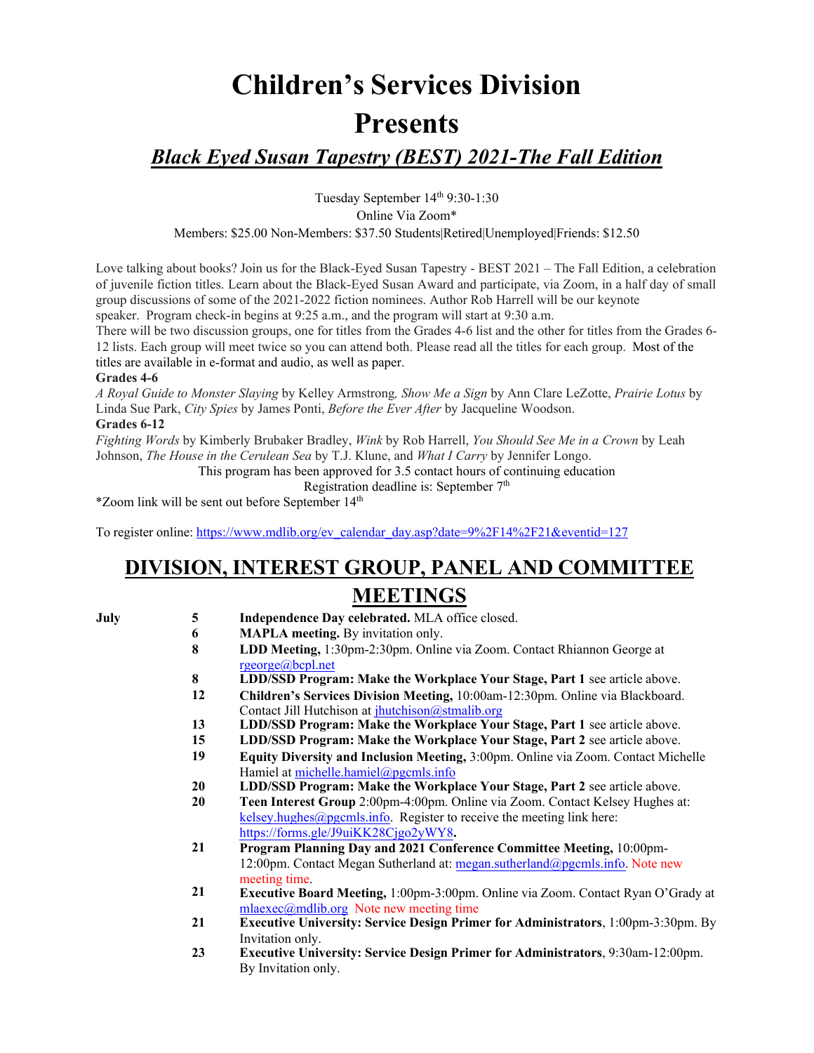# Children's Services Division Presents

## *Black Eyed Susan Tapestry (BEST) 2021-The Fall Edition*

Tuesday September 14th 9:30-1:30
Online Via Zoom*
Members: $25.00 Non-Members: $37.50 Students|Retired|Unemployed|Friends: $12.50

Love talking about books? Join us for the Black-Eyed Susan Tapestry - BEST 2021 – The Fall Edition, a celebration of juvenile fiction titles. Learn about the Black-Eyed Susan Award and participate, via Zoom, in a half day of small group discussions of some of the 2021-2022 fiction nominees. Author Rob Harrell will be our keynote speaker. Program check-in begins at 9:25 a.m., and the program will start at 9:30 a.m.

There will be two discussion groups, one for titles from the Grades 4-6 list and the other for titles from the Grades 6-12 lists. Each group will meet twice so you can attend both. Please read all the titles for each group. Most of the titles are available in e-format and audio, as well as paper.

**Grades 4-6**

*A Royal Guide to Monster Slaying* by Kelley Armstrong, *Show Me a Sign* by Ann Clare LeZotte, *Prairie Lotus* by Linda Sue Park, *City Spies* by James Ponti, *Before the Ever After* by Jacqueline Woodson.

**Grades 6-12**

*Fighting Words* by Kimberly Brubaker Bradley, *Wink* by Rob Harrell, *You Should See Me in a Crown* by Leah Johnson, *The House in the Cerulean Sea* by T.J. Klune, and *What I Carry* by Jennifer Longo.

This program has been approved for 3.5 contact hours of continuing education
Registration deadline is: September 7th

*Zoom link will be sent out before September 14th

To register online: https://www.mdlib.org/ev_calendar_day.asp?date=9%2F14%2F21&eventid=127

## DIVISION, INTEREST GROUP, PANEL AND COMMITTEE MEETINGS

**July**

- **5** — **Independence Day celebrated.** MLA office closed.
- **6** — **MAPLA meeting.** By invitation only.
- **8** — **LDD Meeting,** 1:30pm-2:30pm. Online via Zoom. Contact Rhiannon George at rgeorge@bcpl.net
- **8** — **LDD/SSD Program: Make the Workplace Your Stage, Part 1** see article above.
- **12** — **Children's Services Division Meeting,** 10:00am-12:30pm. Online via Blackboard. Contact Jill Hutchison at jhutchison@stmalib.org
- **13** — **LDD/SSD Program: Make the Workplace Your Stage, Part 1** see article above.
- **15** — **LDD/SSD Program: Make the Workplace Your Stage, Part 2** see article above.
- **19** — **Equity Diversity and Inclusion Meeting,** 3:00pm. Online via Zoom. Contact Michelle Hamiel at michelle.hamiel@pgcmls.info
- **20** — **LDD/SSD Program: Make the Workplace Your Stage, Part 2** see article above.
- **20** — **Teen Interest Group** 2:00pm-4:00pm. Online via Zoom. Contact Kelsey Hughes at: kelsey.hughes@pgcmls.info. Register to receive the meeting link here: https://forms.gle/J9uiKK28Cjgo2yWY8**.**
- **21** — **Program Planning Day and 2021 Conference Committee Meeting,** 10:00pm-12:00pm. Contact Megan Sutherland at: megan.sutherland@pgcmls.info. Note new meeting time.
- **21** — **Executive Board Meeting,** 1:00pm-3:00pm. Online via Zoom. Contact Ryan O'Grady at mlaexec@mdlib.org Note new meeting time
- **21** — **Executive University: Service Design Primer for Administrators**, 1:00pm-3:30pm. By Invitation only.
- **23** — **Executive University: Service Design Primer for Administrators**, 9:30am-12:00pm. By Invitation only.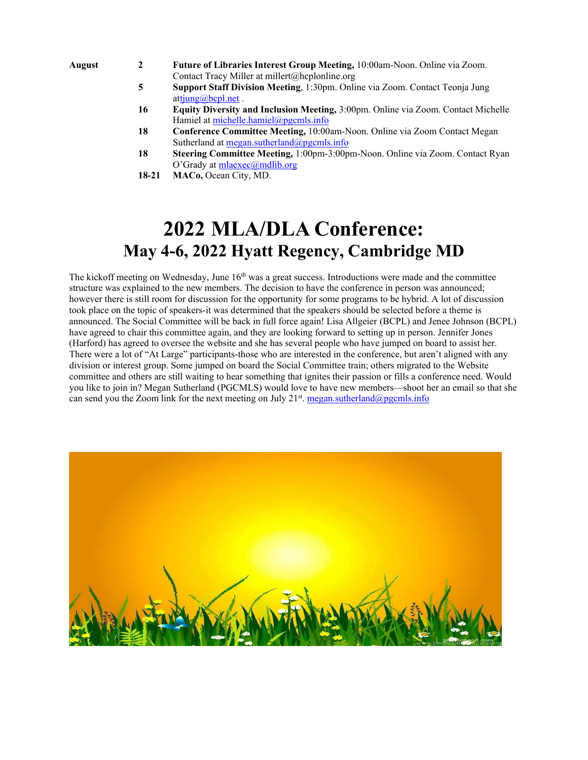| | | |
|---|---|---|
| **August** | **2** | **Future of Libraries Interest Group Meeting,** 10:00am-Noon. Online via Zoom. Contact Tracy Miller at millert@hcplonline.org |
| | **5** | **Support Staff Division Meeting**, 1:30pm. Online via Zoom. Contact Teonja Jung attjung@bcpl.net . |
| | **16** | **Equity Diversity and Inclusion Meeting,** 3:00pm. Online via Zoom. Contact Michelle Hamiel at michelle.hamiel@pgcmls.info |
| | **18** | **Conference Committee Meeting,** 10:00am-Noon. Online via Zoom Contact Megan Sutherland at megan.sutherland@pgcmls.info |
| | **18** | **Steering Committee Meeting,** 1:00pm-3:00pm-Noon. Online via Zoom. Contact Ryan O'Grady at mlaexec@mdlib.org |
| | **18-21** | **MACo,** Ocean City, MD. |

# 2022 MLA/DLA Conference:

## May 4-6, 2022 Hyatt Regency, Cambridge MD

The kickoff meeting on Wednesday, June 16th was a great success. Introductions were made and the committee structure was explained to the new members. The decision to have the conference in person was announced; however there is still room for discussion for the opportunity for some programs to be hybrid. A lot of discussion took place on the topic of speakers-it was determined that the speakers should be selected before a theme is announced. The Social Committee will be back in full force again! Lisa Allgeier (BCPL) and Jenee Johnson (BCPL) have agreed to chair this committee again, and they are looking forward to setting up in person. Jennifer Jones (Harford) has agreed to oversee the website and she has several people who have jumped on board to assist her. There were a lot of "At Large" participants-those who are interested in the conference, but aren't aligned with any division or interest group. Some jumped on board the Social Committee train; others migrated to the Website committee and others are still waiting to hear something that ignites their passion or fills a conference need. Would you like to join in? Megan Sutherland (PGCMLS) would love to have new members—shoot her an email so that she can send you the Zoom link for the next meeting on July 21st. megan.sutherland@pgcmls.info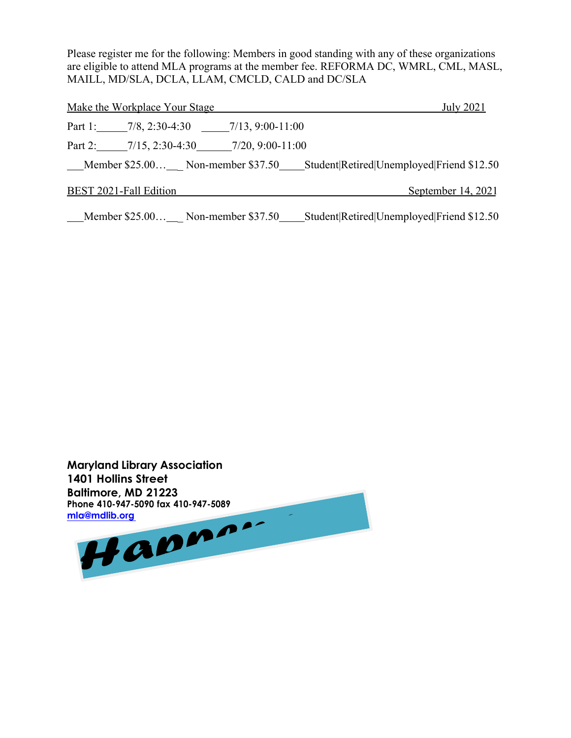Please register me for the following: Members in good standing with any of these organizations are eligible to attend MLA programs at the member fee. REFORMA DC, WMRL, CML, MASL, MAILL, MD/SLA, DCLA, LLAM, CMCLD, CALD and DC/SLA

Make the Workplace Your Stage July 2021

Part 1:______7/8, 2:30-4:30 ______7/13, 9:00-11:00

Part 2:______7/15, 2:30-4:30_______7/20, 9:00-11:00

___Member $25.00…___ Non-member $37.50_____Student|Retired|Unemployed|Friend $12.50

BEST 2021-Fall Edition September 14, 2021

___Member $25.00…___ Non-member $37.50_____Student|Retired|Unemployed|Friend $12.50

**Maryland Library Association**
**1401 Hollins Street**
**Baltimore, MD 21223**
**Phone 410-947-5090 fax 410-947-5089**
**mla@mdlib.org**